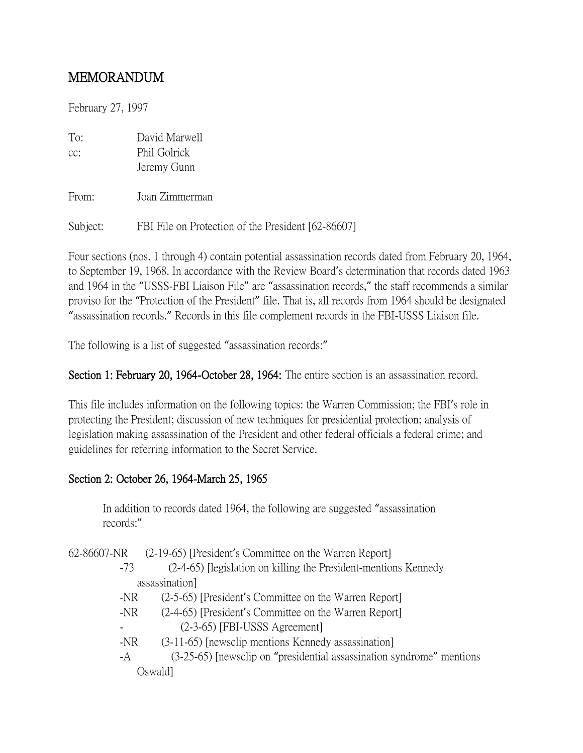# MEMORANDUM

February 27, 1997

To: David Marwell
cc: Phil Golrick
Jeremy Gunn

From: Joan Zimmerman

Subject: FBI File on Protection of the President [62-86607]

Four sections (nos. 1 through 4) contain potential assassination records dated from February 20, 1964, to September 19, 1968. In accordance with the Review Board's determination that records dated 1963 and 1964 in the "USSS-FBI Liaison File" are "assassination records," the staff recommends a similar proviso for the "Protection of the President" file. That is, all records from 1964 should be designated "assassination records." Records in this file complement records in the FBI-USSS Liaison file.

The following is a list of suggested "assassination records:"

**Section 1: February 20, 1964-October 28, 1964:** The entire section is an assassination record.

This file includes information on the following topics: the Warren Commission; the FBI's role in protecting the President; discussion of new techniques for presidential protection; analysis of legislation making assassination of the President and other federal officials a federal crime; and guidelines for referring information to the Secret Service.

**Section 2: October 26, 1964-March 25, 1965**

In addition to records dated 1964, the following are suggested "assassination records:"

62-86607-NR (2-19-65) [President's Committee on the Warren Report]
-73 (2-4-65) [legislation on killing the President-mentions Kennedy assassination]
-NR (2-5-65) [President's Committee on the Warren Report]
-NR (2-4-65) [President's Committee on the Warren Report]
- (2-3-65) [FBI-USSS Agreement]
-NR (3-11-65) [newsclip mentions Kennedy assassination]
-A (3-25-65) [newsclip on "presidential assassination syndrome" mentions Oswald]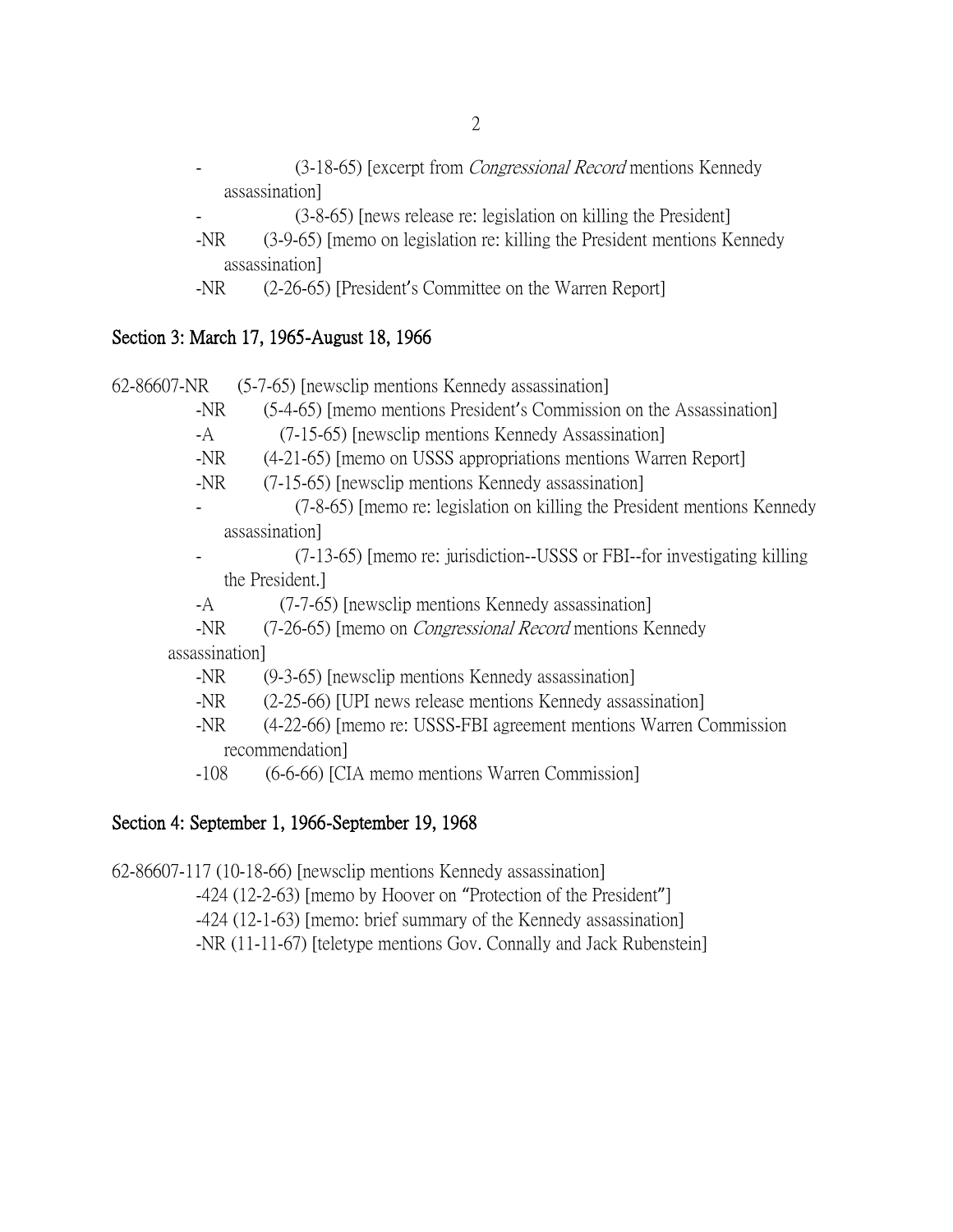- (3-18-65) [excerpt from *Congressional Record* mentions Kennedy assassination]
- (3-8-65) [news release re: legislation on killing the President]
- -NR (3-9-65) [memo on legislation re: killing the President mentions Kennedy assassination]
- -NR (2-26-65) [President's Committee on the Warren Report]

## Section 3: March 17, 1965-August 18, 1966

62-86607-NR (5-7-65) [newsclip mentions Kennedy assassination]
- -NR (5-4-65) [memo mentions President's Commission on the Assassination]
- -A (7-15-65) [newsclip mentions Kennedy Assassination]
- -NR (4-21-65) [memo on USSS appropriations mentions Warren Report]
- -NR (7-15-65) [newsclip mentions Kennedy assassination]
- (7-8-65) [memo re: legislation on killing the President mentions Kennedy assassination]
- (7-13-65) [memo re: jurisdiction--USSS or FBI--for investigating killing the President.]
- -A (7-7-65) [newsclip mentions Kennedy assassination]
- -NR (7-26-65) [memo on *Congressional Record* mentions Kennedy assassination]
- -NR (9-3-65) [newsclip mentions Kennedy assassination]
- -NR (2-25-66) [UPI news release mentions Kennedy assassination]
- -NR (4-22-66) [memo re: USSS-FBI agreement mentions Warren Commission recommendation]
- -108 (6-6-66) [CIA memo mentions Warren Commission]

## Section 4: September 1, 1966-September 19, 1968

62-86607-117 (10-18-66) [newsclip mentions Kennedy assassination]
- -424 (12-2-63) [memo by Hoover on "Protection of the President"]
- -424 (12-1-63) [memo: brief summary of the Kennedy assassination]
- -NR (11-11-67) [teletype mentions Gov. Connally and Jack Rubenstein]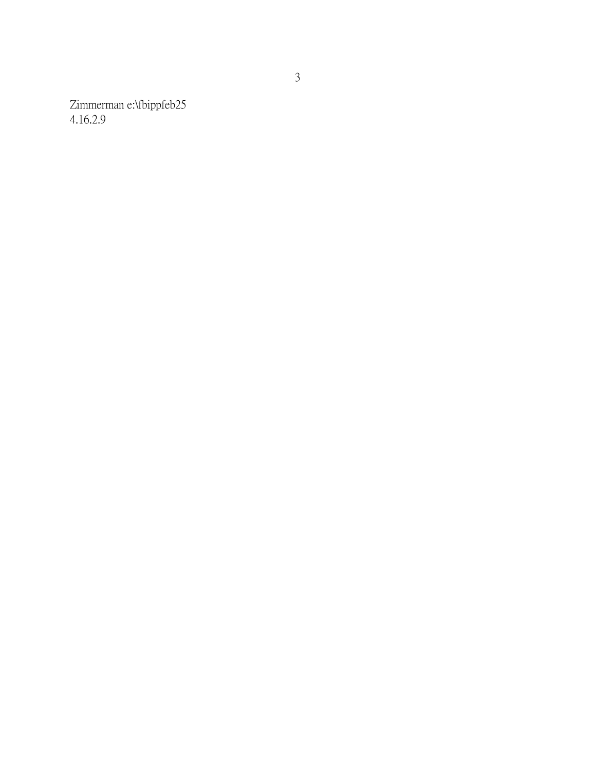Zimmerman e:\fbippfeb25
4.16.2.9